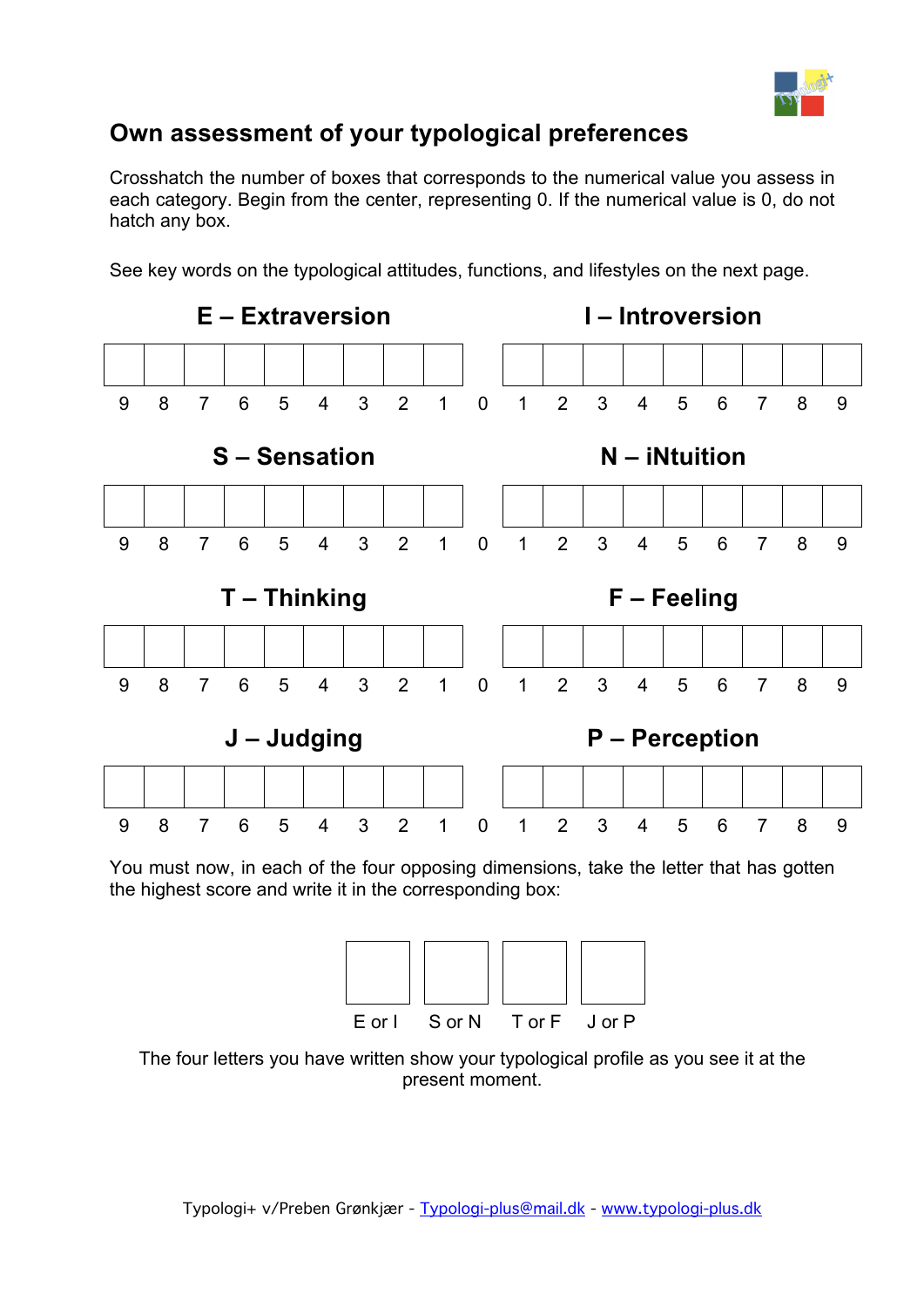# Own assessment of your typological preferences

Crosshatch the number of boxes that corresponds to the numerical value you assess in each category. Begin from the center, representing 0. If the numerical value is 0, do not hatch any box.

See key words on the typological attitudes, functions, and lifestyles on the next page.

| E – Extraversion | | | | | | | | | | I – Introversion | | | | | | | | |
|---|---|---|---|---|---|---|---|---|---|---|---|---|---|---|---|---|---|---|
| | | | | | | | | | | | | | | | | | | |
| 9 | 8 | 7 | 6 | 5 | 4 | 3 | 2 | 1 | 0 | 1 | 2 | 3 | 4 | 5 | 6 | 7 | 8 | 9 |

| S – Sensation | | | | | | | | | | N – iNtuition | | | | | | | | |
|---|---|---|---|---|---|---|---|---|---|---|---|---|---|---|---|---|---|---|
| | | | | | | | | | | | | | | | | | | |
| 9 | 8 | 7 | 6 | 5 | 4 | 3 | 2 | 1 | 0 | 1 | 2 | 3 | 4 | 5 | 6 | 7 | 8 | 9 |

| T – Thinking | | | | | | | | | | F – Feeling | | | | | | | | |
|---|---|---|---|---|---|---|---|---|---|---|---|---|---|---|---|---|---|---|
| | | | | | | | | | | | | | | | | | | |
| 9 | 8 | 7 | 6 | 5 | 4 | 3 | 2 | 1 | 0 | 1 | 2 | 3 | 4 | 5 | 6 | 7 | 8 | 9 |

| J – Judging | | | | | | | | | | P – Perception | | | | | | | | |
|---|---|---|---|---|---|---|---|---|---|---|---|---|---|---|---|---|---|---|
| | | | | | | | | | | | | | | | | | | |
| 9 | 8 | 7 | 6 | 5 | 4 | 3 | 2 | 1 | 0 | 1 | 2 | 3 | 4 | 5 | 6 | 7 | 8 | 9 |

You must now, in each of the four opposing dimensions, take the letter that has gotten the highest score and write it in the corresponding box:

| | | | |
|---|---|---|---|
| E or I | S or N | T or F | J or P |

The four letters you have written show your typological profile as you see it at the present moment.

Typologi+ v/Preben Grønkjær - Typologi-plus@mail.dk - www.typologi-plus.dk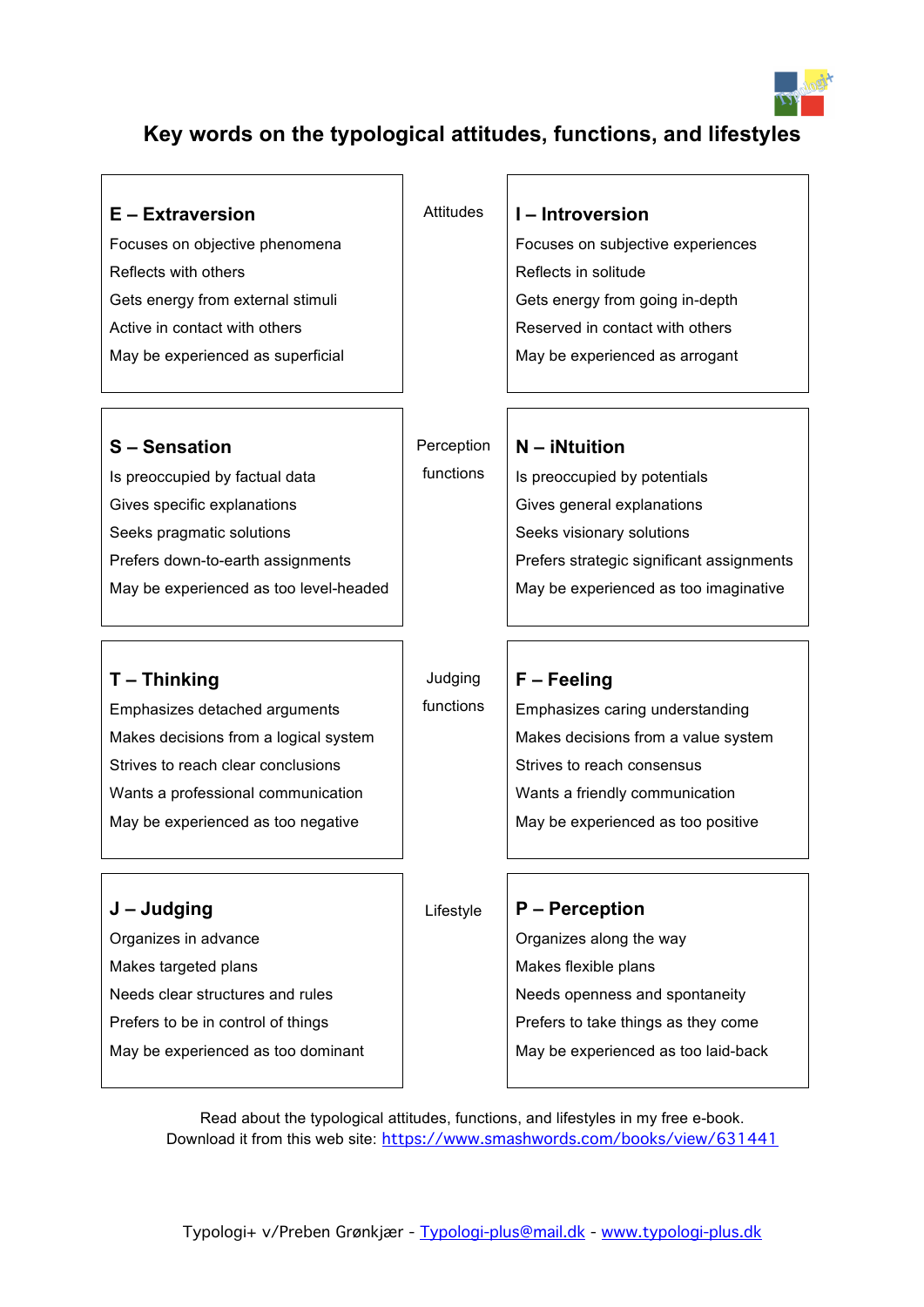# Key words on the typological attitudes, functions, and lifestyles

| E – Extraversion | | I – Introversion |
|---|---|---|
| Focuses on objective phenomena | Attitudes | Focuses on subjective experiences |
| Reflects with others | | Reflects in solitude |
| Gets energy from external stimuli | | Gets energy from going in-depth |
| Active in contact with others | | Reserved in contact with others |
| May be experienced as superficial | | May be experienced as arrogant |
| **S – Sensation** | Perception functions | **N – iNtuition** |
| Is preoccupied by factual data | | Is preoccupied by potentials |
| Gives specific explanations | | Gives general explanations |
| Seeks pragmatic solutions | | Seeks visionary solutions |
| Prefers down-to-earth assignments | | Prefers strategic significant assignments |
| May be experienced as too level-headed | | May be experienced as too imaginative |
| **T – Thinking** | Judging functions | **F – Feeling** |
| Emphasizes detached arguments | | Emphasizes caring understanding |
| Makes decisions from a logical system | | Makes decisions from a value system |
| Strives to reach clear conclusions | | Strives to reach consensus |
| Wants a professional communication | | Wants a friendly communication |
| May be experienced as too negative | | May be experienced as too positive |
| **J – Judging** | Lifestyle | **P – Perception** |
| Organizes in advance | | Organizes along the way |
| Makes targeted plans | | Makes flexible plans |
| Needs clear structures and rules | | Needs openness and spontaneity |
| Prefers to be in control of things | | Prefers to take things as they come |
| May be experienced as too dominant | | May be experienced as too laid-back |

Read about the typological attitudes, functions, and lifestyles in my free e-book.
Download it from this web site: https://www.smashwords.com/books/view/631441

Typologi+ v/Preben Grønkjær - Typologi-plus@mail.dk - www.typologi-plus.dk